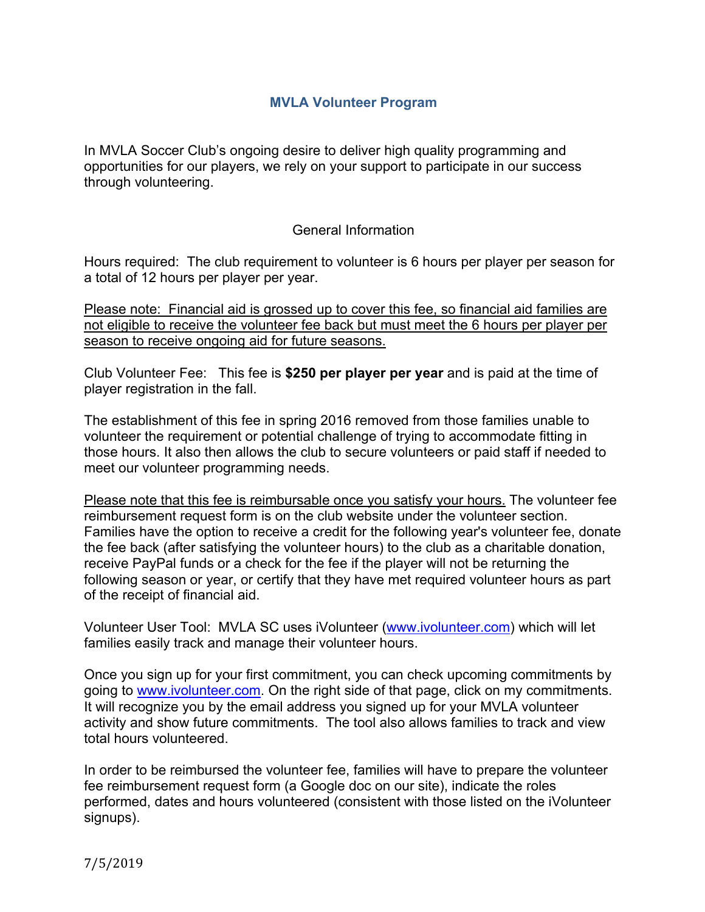# MVLA Volunteer Program

In MVLA Soccer Club's ongoing desire to deliver high quality programming and opportunities for our players, we rely on your support to participate in our success through volunteering.

## General Information

Hours required: The club requirement to volunteer is 6 hours per player per season for a total of 12 hours per player per year.

<u>Please note: Financial aid is grossed up to cover this fee, so financial aid families are not eligible to receive the volunteer fee back but must meet the 6 hours per player per season to receive ongoing aid for future seasons.</u>

Club Volunteer Fee: This fee is **$250 per player per year** and is paid at the time of player registration in the fall.

The establishment of this fee in spring 2016 removed from those families unable to volunteer the requirement or potential challenge of trying to accommodate fitting in those hours. It also then allows the club to secure volunteers or paid staff if needed to meet our volunteer programming needs.

<u>Please note that this fee is reimbursable once you satisfy your hours.</u> The volunteer fee reimbursement request form is on the club website under the volunteer section. Families have the option to receive a credit for the following year's volunteer fee, donate the fee back (after satisfying the volunteer hours) to the club as a charitable donation, receive PayPal funds or a check for the fee if the player will not be returning the following season or year, or certify that they have met required volunteer hours as part of the receipt of financial aid.

Volunteer User Tool: MVLA SC uses iVolunteer ([www.ivolunteer.com](http://www.ivolunteer.com)) which will let families easily track and manage their volunteer hours.

Once you sign up for your first commitment, you can check upcoming commitments by going to [www.ivolunteer.com](http://www.ivolunteer.com). On the right side of that page, click on my commitments. It will recognize you by the email address you signed up for your MVLA volunteer activity and show future commitments. The tool also allows families to track and view total hours volunteered.

In order to be reimbursed the volunteer fee, families will have to prepare the volunteer fee reimbursement request form (a Google doc on our site), indicate the roles performed, dates and hours volunteered (consistent with those listed on the iVolunteer signups).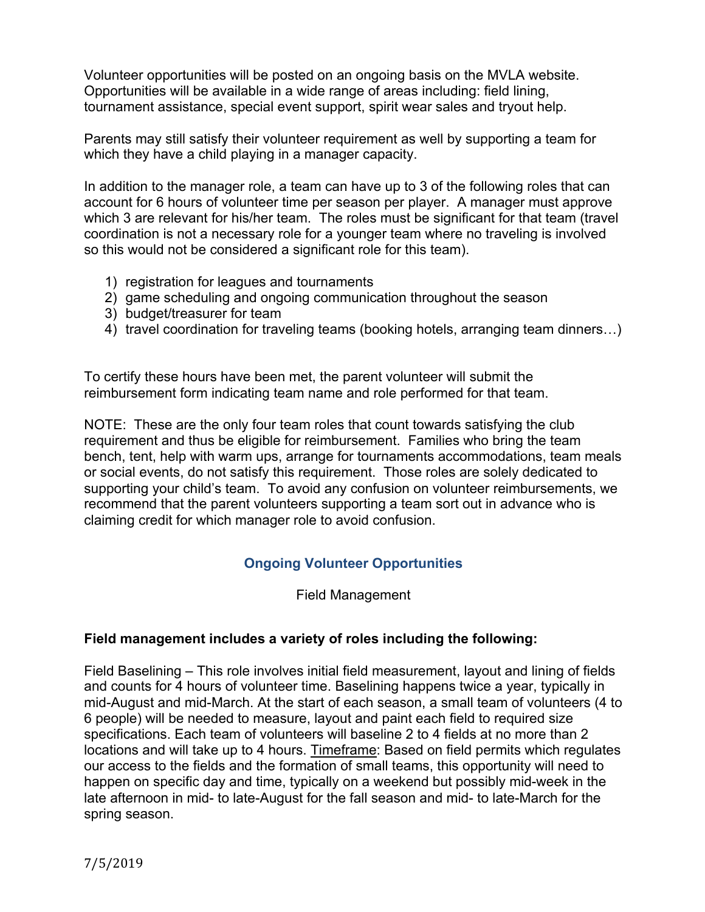Volunteer opportunities will be posted on an ongoing basis on the MVLA website. Opportunities will be available in a wide range of areas including: field lining, tournament assistance, special event support, spirit wear sales and tryout help.

Parents may still satisfy their volunteer requirement as well by supporting a team for which they have a child playing in a manager capacity.

In addition to the manager role, a team can have up to 3 of the following roles that can account for 6 hours of volunteer time per season per player. A manager must approve which 3 are relevant for his/her team. The roles must be significant for that team (travel coordination is not a necessary role for a younger team where no traveling is involved so this would not be considered a significant role for this team).

1) registration for leagues and tournaments
2) game scheduling and ongoing communication throughout the season
3) budget/treasurer for team
4) travel coordination for traveling teams (booking hotels, arranging team dinners…)

To certify these hours have been met, the parent volunteer will submit the reimbursement form indicating team name and role performed for that team.

NOTE: These are the only four team roles that count towards satisfying the club requirement and thus be eligible for reimbursement. Families who bring the team bench, tent, help with warm ups, arrange for tournaments accommodations, team meals or social events, do not satisfy this requirement. Those roles are solely dedicated to supporting your child's team. To avoid any confusion on volunteer reimbursements, we recommend that the parent volunteers supporting a team sort out in advance who is claiming credit for which manager role to avoid confusion.

## Ongoing Volunteer Opportunities

Field Management

**Field management includes a variety of roles including the following:**

Field Baselining – This role involves initial field measurement, layout and lining of fields and counts for 4 hours of volunteer time. Baselining happens twice a year, typically in mid-August and mid-March. At the start of each season, a small team of volunteers (4 to 6 people) will be needed to measure, layout and paint each field to required size specifications. Each team of volunteers will baseline 2 to 4 fields at no more than 2 locations and will take up to 4 hours. <u>Timeframe</u>: Based on field permits which regulates our access to the fields and the formation of small teams, this opportunity will need to happen on specific day and time, typically on a weekend but possibly mid-week in the late afternoon in mid- to late-August for the fall season and mid- to late-March for the spring season.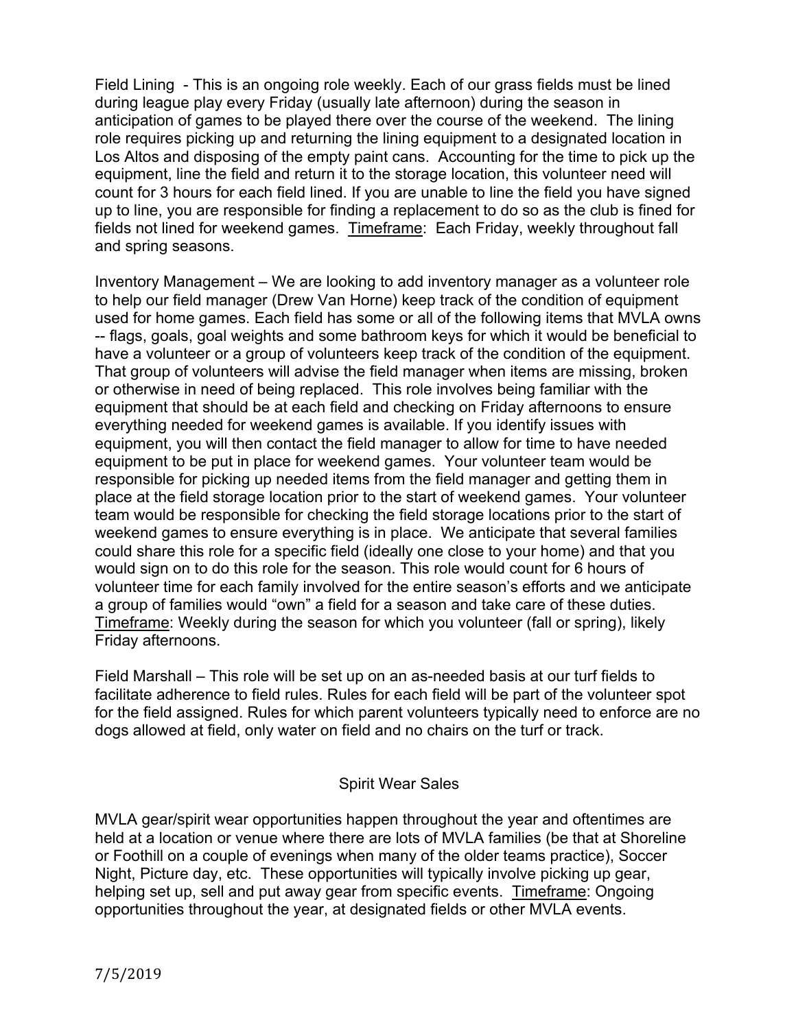Field Lining - This is an ongoing role weekly. Each of our grass fields must be lined during league play every Friday (usually late afternoon) during the season in anticipation of games to be played there over the course of the weekend. The lining role requires picking up and returning the lining equipment to a designated location in Los Altos and disposing of the empty paint cans. Accounting for the time to pick up the equipment, line the field and return it to the storage location, this volunteer need will count for 3 hours for each field lined. If you are unable to line the field you have signed up to line, you are responsible for finding a replacement to do so as the club is fined for fields not lined for weekend games. Timeframe: Each Friday, weekly throughout fall and spring seasons.

Inventory Management – We are looking to add inventory manager as a volunteer role to help our field manager (Drew Van Horne) keep track of the condition of equipment used for home games. Each field has some or all of the following items that MVLA owns -- flags, goals, goal weights and some bathroom keys for which it would be beneficial to have a volunteer or a group of volunteers keep track of the condition of the equipment. That group of volunteers will advise the field manager when items are missing, broken or otherwise in need of being replaced. This role involves being familiar with the equipment that should be at each field and checking on Friday afternoons to ensure everything needed for weekend games is available. If you identify issues with equipment, you will then contact the field manager to allow for time to have needed equipment to be put in place for weekend games. Your volunteer team would be responsible for picking up needed items from the field manager and getting them in place at the field storage location prior to the start of weekend games. Your volunteer team would be responsible for checking the field storage locations prior to the start of weekend games to ensure everything is in place. We anticipate that several families could share this role for a specific field (ideally one close to your home) and that you would sign on to do this role for the season. This role would count for 6 hours of volunteer time for each family involved for the entire season's efforts and we anticipate a group of families would "own" a field for a season and take care of these duties. Timeframe: Weekly during the season for which you volunteer (fall or spring), likely Friday afternoons.

Field Marshall – This role will be set up on an as-needed basis at our turf fields to facilitate adherence to field rules. Rules for each field will be part of the volunteer spot for the field assigned. Rules for which parent volunteers typically need to enforce are no dogs allowed at field, only water on field and no chairs on the turf or track.

## Spirit Wear Sales

MVLA gear/spirit wear opportunities happen throughout the year and oftentimes are held at a location or venue where there are lots of MVLA families (be that at Shoreline or Foothill on a couple of evenings when many of the older teams practice), Soccer Night, Picture day, etc. These opportunities will typically involve picking up gear, helping set up, sell and put away gear from specific events. Timeframe: Ongoing opportunities throughout the year, at designated fields or other MVLA events.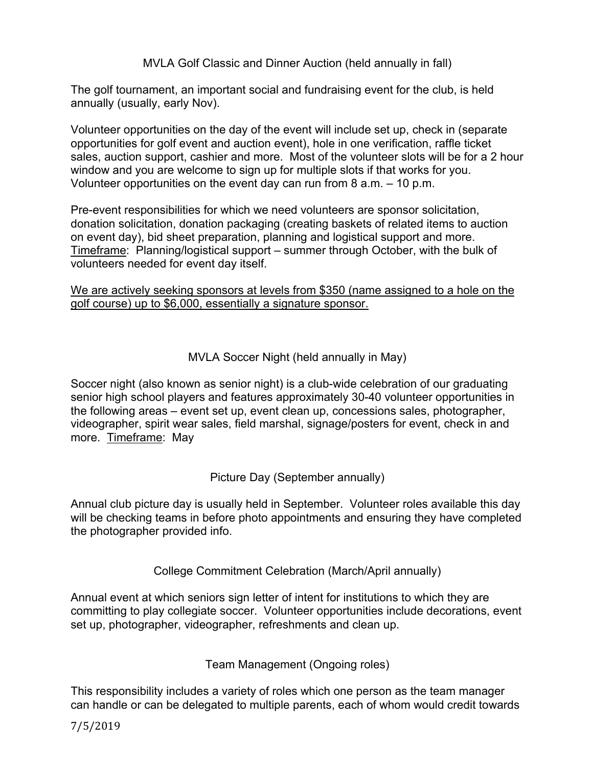## MVLA Golf Classic and Dinner Auction (held annually in fall)

The golf tournament, an important social and fundraising event for the club, is held annually (usually, early Nov).

Volunteer opportunities on the day of the event will include set up, check in (separate opportunities for golf event and auction event), hole in one verification, raffle ticket sales, auction support, cashier and more. Most of the volunteer slots will be for a 2 hour window and you are welcome to sign up for multiple slots if that works for you. Volunteer opportunities on the event day can run from 8 a.m. – 10 p.m.

Pre-event responsibilities for which we need volunteers are sponsor solicitation, donation solicitation, donation packaging (creating baskets of related items to auction on event day), bid sheet preparation, planning and logistical support and more. <u>Timeframe</u>: Planning/logistical support – summer through October, with the bulk of volunteers needed for event day itself.

<u>We are actively seeking sponsors at levels from $350 (name assigned to a hole on the golf course) up to $6,000, essentially a signature sponsor.</u>

## MVLA Soccer Night (held annually in May)

Soccer night (also known as senior night) is a club-wide celebration of our graduating senior high school players and features approximately 30-40 volunteer opportunities in the following areas – event set up, event clean up, concessions sales, photographer, videographer, spirit wear sales, field marshal, signage/posters for event, check in and more. <u>Timeframe</u>: May

## Picture Day (September annually)

Annual club picture day is usually held in September. Volunteer roles available this day will be checking teams in before photo appointments and ensuring they have completed the photographer provided info.

## College Commitment Celebration (March/April annually)

Annual event at which seniors sign letter of intent for institutions to which they are committing to play collegiate soccer. Volunteer opportunities include decorations, event set up, photographer, videographer, refreshments and clean up.

## Team Management (Ongoing roles)

This responsibility includes a variety of roles which one person as the team manager can handle or can be delegated to multiple parents, each of whom would credit towards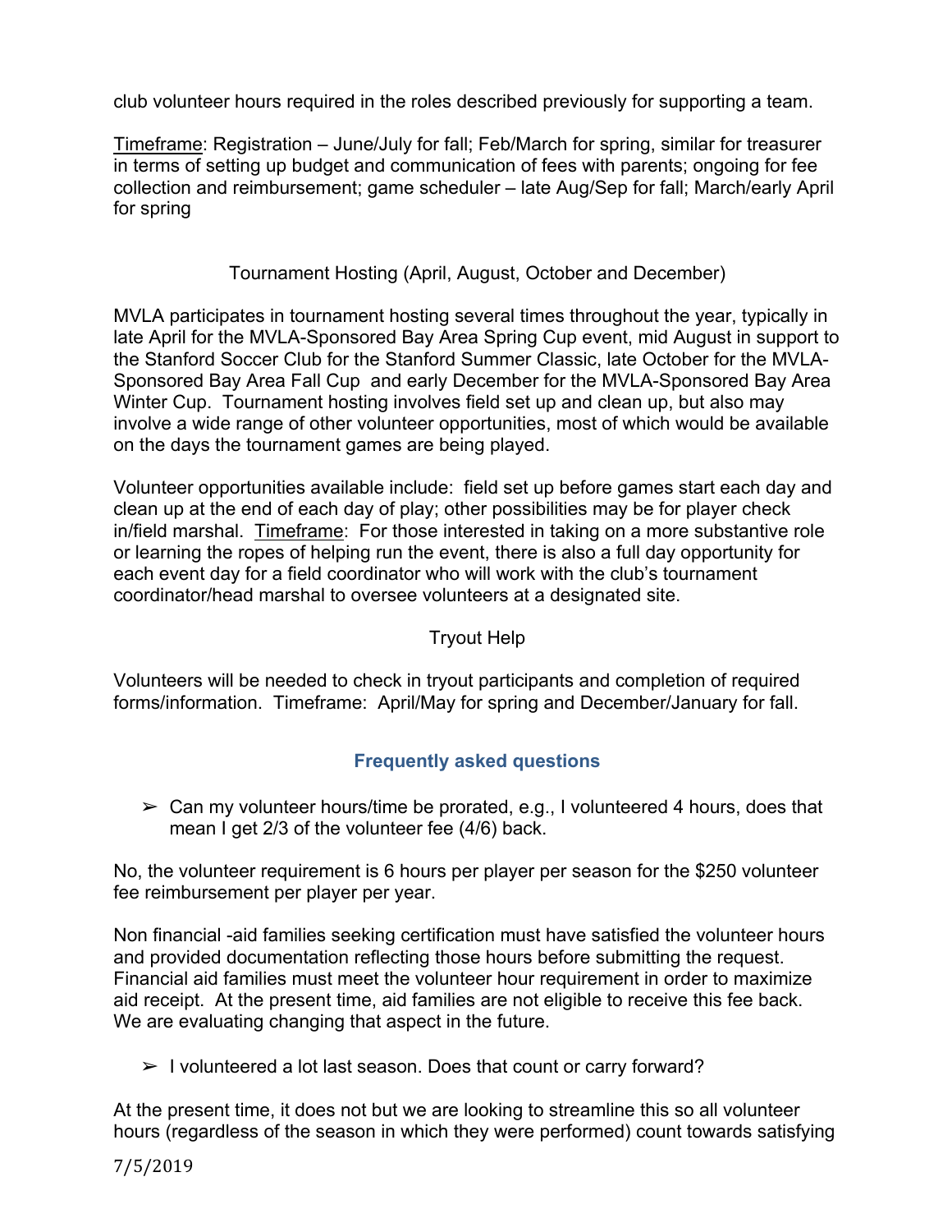club volunteer hours required in the roles described previously for supporting a team.

Timeframe: Registration – June/July for fall; Feb/March for spring, similar for treasurer in terms of setting up budget and communication of fees with parents; ongoing for fee collection and reimbursement; game scheduler – late Aug/Sep for fall; March/early April for spring

### Tournament Hosting (April, August, October and December)

MVLA participates in tournament hosting several times throughout the year, typically in late April for the MVLA-Sponsored Bay Area Spring Cup event, mid August in support to the Stanford Soccer Club for the Stanford Summer Classic, late October for the MVLA-Sponsored Bay Area Fall Cup and early December for the MVLA-Sponsored Bay Area Winter Cup. Tournament hosting involves field set up and clean up, but also may involve a wide range of other volunteer opportunities, most of which would be available on the days the tournament games are being played.

Volunteer opportunities available include: field set up before games start each day and clean up at the end of each day of play; other possibilities may be for player check in/field marshal. Timeframe: For those interested in taking on a more substantive role or learning the ropes of helping run the event, there is also a full day opportunity for each event day for a field coordinator who will work with the club's tournament coordinator/head marshal to oversee volunteers at a designated site.

### Tryout Help

Volunteers will be needed to check in tryout participants and completion of required forms/information. Timeframe: April/May for spring and December/January for fall.

## Frequently asked questions

- Can my volunteer hours/time be prorated, e.g., I volunteered 4 hours, does that mean I get 2/3 of the volunteer fee (4/6) back.

No, the volunteer requirement is 6 hours per player per season for the $250 volunteer fee reimbursement per player per year.

Non financial -aid families seeking certification must have satisfied the volunteer hours and provided documentation reflecting those hours before submitting the request. Financial aid families must meet the volunteer hour requirement in order to maximize aid receipt. At the present time, aid families are not eligible to receive this fee back. We are evaluating changing that aspect in the future.

- I volunteered a lot last season. Does that count or carry forward?

At the present time, it does not but we are looking to streamline this so all volunteer hours (regardless of the season in which they were performed) count towards satisfying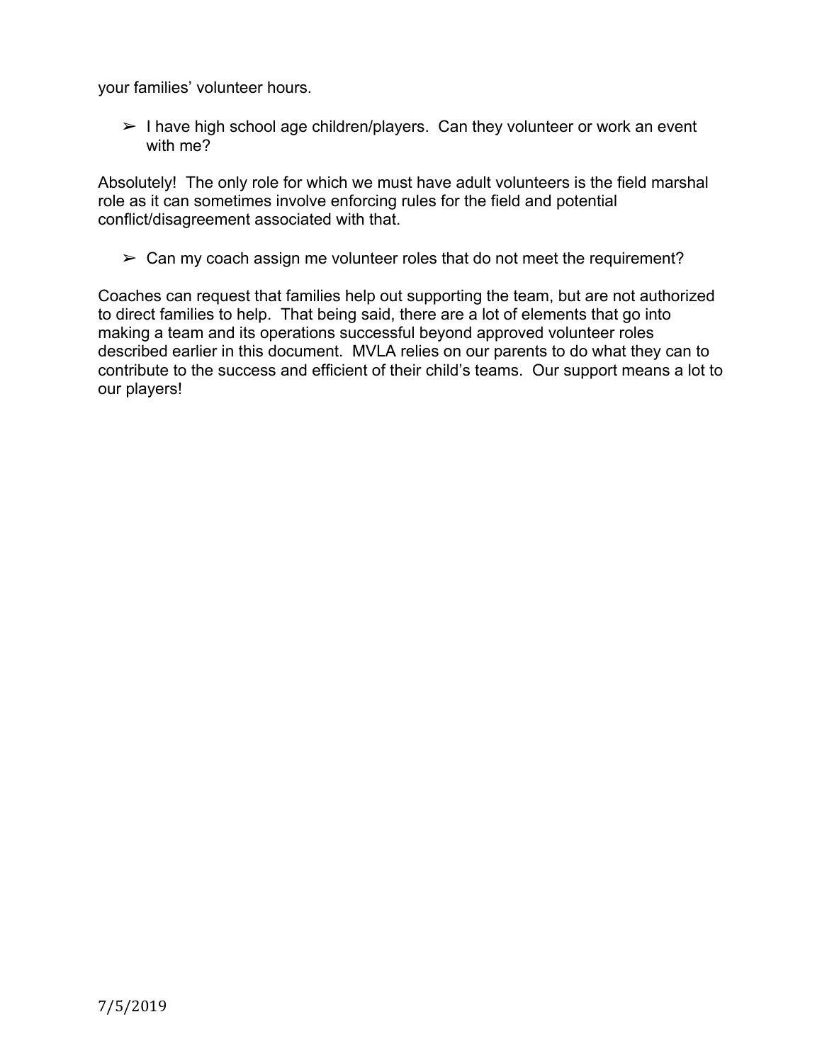your families' volunteer hours.

- ➢ I have high school age children/players. Can they volunteer or work an event with me?

Absolutely! The only role for which we must have adult volunteers is the field marshal role as it can sometimes involve enforcing rules for the field and potential conflict/disagreement associated with that.

- ➢ Can my coach assign me volunteer roles that do not meet the requirement?

Coaches can request that families help out supporting the team, but are not authorized to direct families to help. That being said, there are a lot of elements that go into making a team and its operations successful beyond approved volunteer roles described earlier in this document. MVLA relies on our parents to do what they can to contribute to the success and efficient of their child's teams. Our support means a lot to our players!

7/5/2019